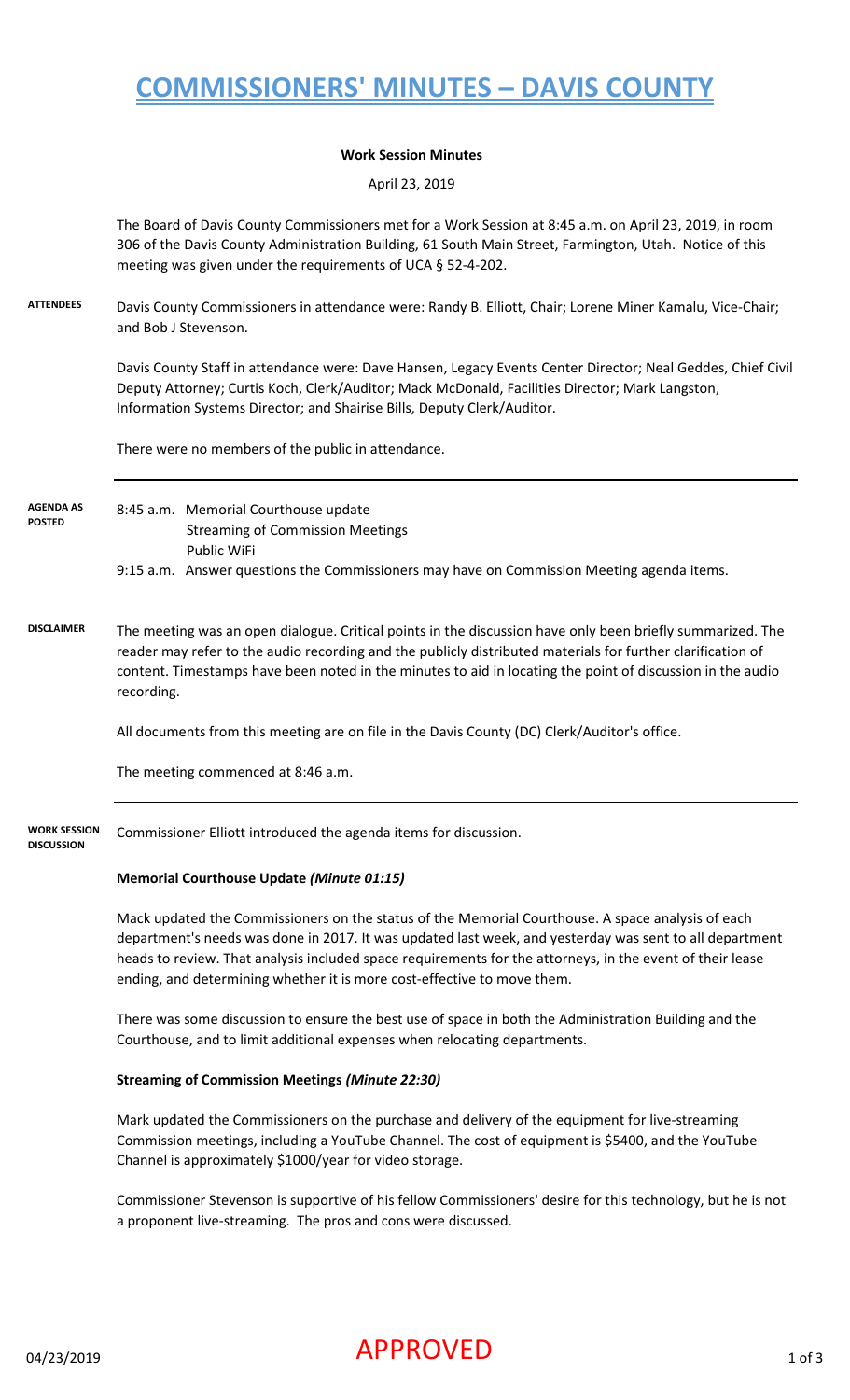# COMMISSIONERS' MINUTES – DAVIS COUNTY

**Work Session Minutes**

April 23, 2019

The Board of Davis County Commissioners met for a Work Session at 8:45 a.m. on April 23, 2019, in room 306 of the Davis County Administration Building, 61 South Main Street, Farmington, Utah. Notice of this meeting was given under the requirements of UCA § 52-4-202.

**ATTENDEES**

Davis County Commissioners in attendance were: Randy B. Elliott, Chair; Lorene Miner Kamalu, Vice-Chair; and Bob J Stevenson.

Davis County Staff in attendance were: Dave Hansen, Legacy Events Center Director; Neal Geddes, Chief Civil Deputy Attorney; Curtis Koch, Clerk/Auditor; Mack McDonald, Facilities Director; Mark Langston, Information Systems Director; and Shairise Bills, Deputy Clerk/Auditor.

There were no members of the public in attendance.

**AGENDA AS POSTED**

8:45 a.m. Memorial Courthouse update
Streaming of Commission Meetings
Public WiFi

9:15 a.m. Answer questions the Commissioners may have on Commission Meeting agenda items.

**DISCLAIMER**

The meeting was an open dialogue. Critical points in the discussion have only been briefly summarized. The reader may refer to the audio recording and the publicly distributed materials for further clarification of content. Timestamps have been noted in the minutes to aid in locating the point of discussion in the audio recording.

All documents from this meeting are on file in the Davis County (DC) Clerk/Auditor's office.

The meeting commenced at 8:46 a.m.

**WORK SESSION DISCUSSION**

Commissioner Elliott introduced the agenda items for discussion.

**Memorial Courthouse Update *(Minute 01:15)***

Mack updated the Commissioners on the status of the Memorial Courthouse. A space analysis of each department's needs was done in 2017. It was updated last week, and yesterday was sent to all department heads to review. That analysis included space requirements for the attorneys, in the event of their lease ending, and determining whether it is more cost-effective to move them.

There was some discussion to ensure the best use of space in both the Administration Building and the Courthouse, and to limit additional expenses when relocating departments.

**Streaming of Commission Meetings *(Minute 22:30)***

Mark updated the Commissioners on the purchase and delivery of the equipment for live-streaming Commission meetings, including a YouTube Channel. The cost of equipment is $5400, and the YouTube Channel is approximately $1000/year for video storage.

Commissioner Stevenson is supportive of his fellow Commissioners' desire for this technology, but he is not a proponent live-streaming. The pros and cons were discussed.

APPROVED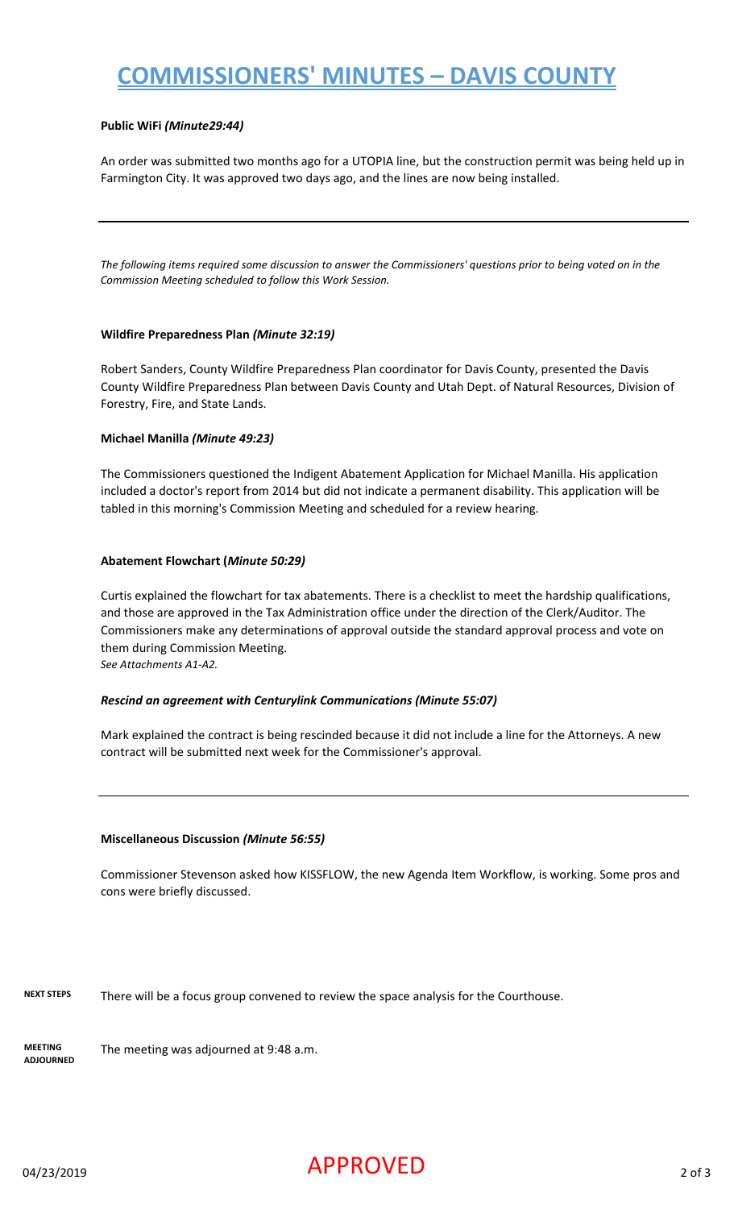# COMMISSIONERS' MINUTES – DAVIS COUNTY

**Public WiFi** *(Minute29:44)*

An order was submitted two months ago for a UTOPIA line, but the construction permit was being held up in Farmington City. It was approved two days ago, and the lines are now being installed.

---

*The following items required some discussion to answer the Commissioners' questions prior to being voted on in the Commission Meeting scheduled to follow this Work Session.*

**Wildfire Preparedness Plan** *(Minute 32:19)*

Robert Sanders, County Wildfire Preparedness Plan coordinator for Davis County, presented the Davis County Wildfire Preparedness Plan between Davis County and Utah Dept. of Natural Resources, Division of Forestry, Fire, and State Lands.

**Michael Manilla** *(Minute 49:23)*

The Commissioners questioned the Indigent Abatement Application for Michael Manilla. His application included a doctor's report from 2014 but did not indicate a permanent disability. This application will be tabled in this morning's Commission Meeting and scheduled for a review hearing.

**Abatement Flowchart (*Minute 50:29)***

Curtis explained the flowchart for tax abatements. There is a checklist to meet the hardship qualifications, and those are approved in the Tax Administration office under the direction of the Clerk/Auditor. The Commissioners make any determinations of approval outside the standard approval process and vote on them during Commission Meeting.
*See Attachments A1-A2.*

***Rescind an agreement with Centurylink Communications (Minute 55:07)***

Mark explained the contract is being rescinded because it did not include a line for the Attorneys. A new contract will be submitted next week for the Commissioner's approval.

---

**Miscellaneous Discussion** *(Minute 56:55)*

Commissioner Stevenson asked how KISSFLOW, the new Agenda Item Workflow, is working. Some pros and cons were briefly discussed.

**NEXT STEPS** There will be a focus group convened to review the space analysis for the Courthouse.

**MEETING ADJOURNED** The meeting was adjourned at 9:48 a.m.

04/23/2019 APPROVED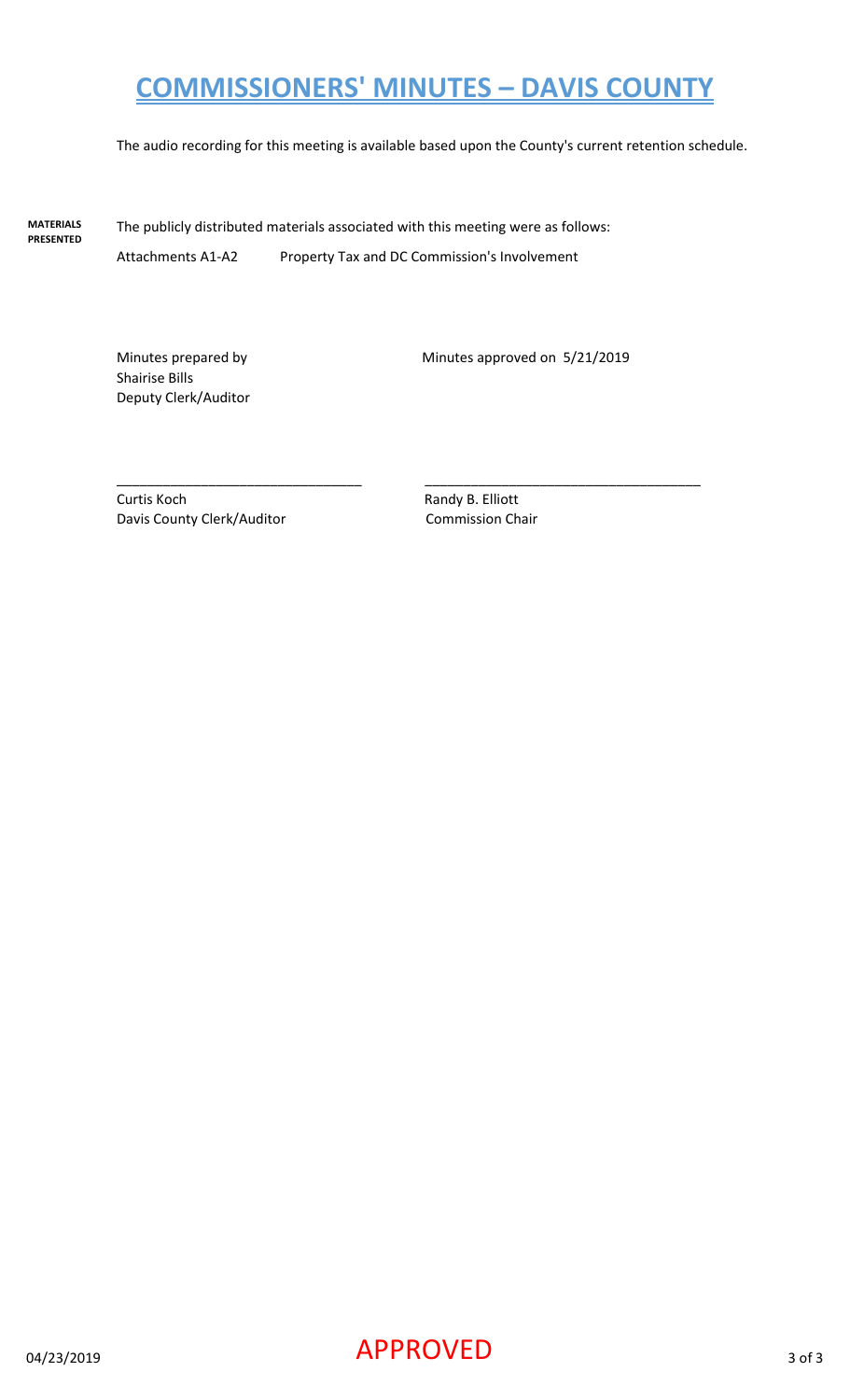# COMMISSIONERS' MINUTES – DAVIS COUNTY

The audio recording for this meeting is available based upon the County's current retention schedule.

**MATERIALS PRESENTED**

The publicly distributed materials associated with this meeting were as follows:

Attachments A1-A2 — Property Tax and DC Commission's Involvement

Minutes prepared by
Shairise Bills
Deputy Clerk/Auditor

Minutes approved on 5/21/2019

\_\_\_\_\_\_\_\_\_\_\_\_\_\_\_\_\_\_\_\_\_\_\_\_\_\_\_\_\_\_\_\_
Curtis Koch
Davis County Clerk/Auditor

\_\_\_\_\_\_\_\_\_\_\_\_\_\_\_\_\_\_\_\_\_\_\_\_\_\_\_\_\_\_\_\_\_\_\_
Randy B. Elliott
Commission Chair

04/23/2019 APPROVED